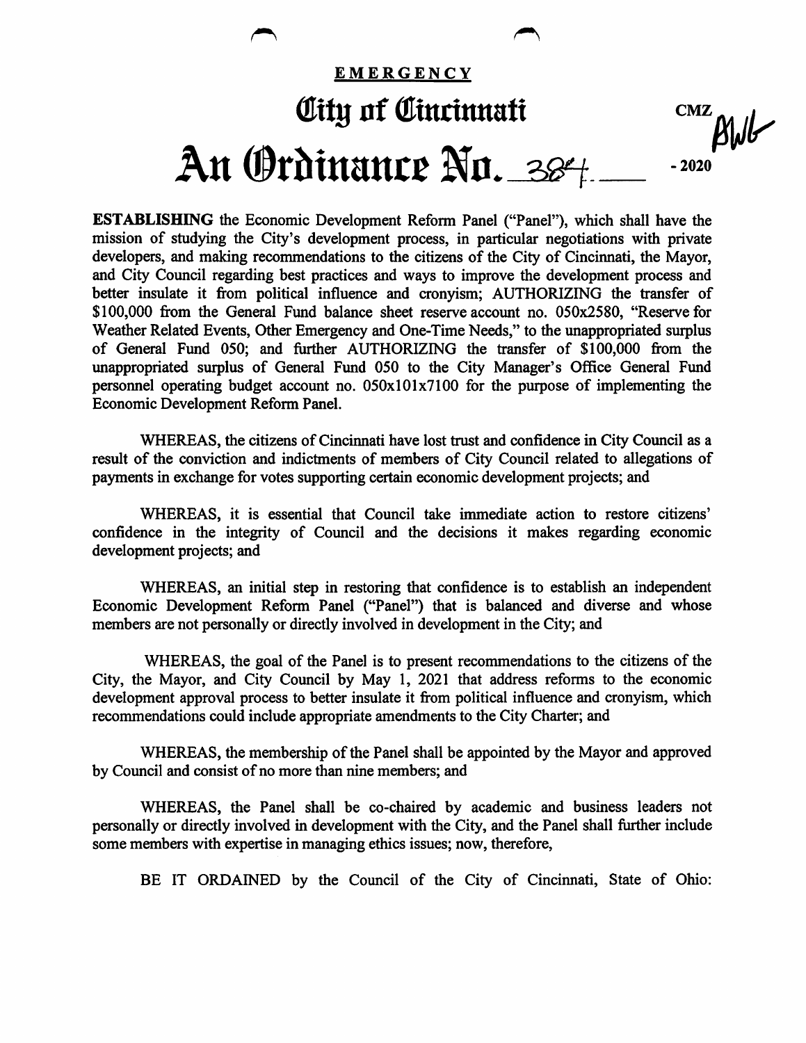**EMERGENCY**

# City of Cincinnati

# An Ordinance No. 384 - 2020

CMZ
BWL

**ESTABLISHING** the Economic Development Reform Panel ("Panel"), which shall have the mission of studying the City's development process, in particular negotiations with private developers, and making recommendations to the citizens of the City of Cincinnati, the Mayor, and City Council regarding best practices and ways to improve the development process and better insulate it from political influence and cronyism; AUTHORIZING the transfer of $100,000 from the General Fund balance sheet reserve account no. 050x2580, "Reserve for Weather Related Events, Other Emergency and One-Time Needs," to the unappropriated surplus of General Fund 050; and further AUTHORIZING the transfer of $100,000 from the unappropriated surplus of General Fund 050 to the City Manager's Office General Fund personnel operating budget account no. 050x101x7100 for the purpose of implementing the Economic Development Reform Panel.

WHEREAS, the citizens of Cincinnati have lost trust and confidence in City Council as a result of the conviction and indictments of members of City Council related to allegations of payments in exchange for votes supporting certain economic development projects; and

WHEREAS, it is essential that Council take immediate action to restore citizens' confidence in the integrity of Council and the decisions it makes regarding economic development projects; and

WHEREAS, an initial step in restoring that confidence is to establish an independent Economic Development Reform Panel ("Panel") that is balanced and diverse and whose members are not personally or directly involved in development in the City; and

WHEREAS, the goal of the Panel is to present recommendations to the citizens of the City, the Mayor, and City Council by May 1, 2021 that address reforms to the economic development approval process to better insulate it from political influence and cronyism, which recommendations could include appropriate amendments to the City Charter; and

WHEREAS, the membership of the Panel shall be appointed by the Mayor and approved by Council and consist of no more than nine members; and

WHEREAS, the Panel shall be co-chaired by academic and business leaders not personally or directly involved in development with the City, and the Panel shall further include some members with expertise in managing ethics issues; now, therefore,

BE IT ORDAINED by the Council of the City of Cincinnati, State of Ohio: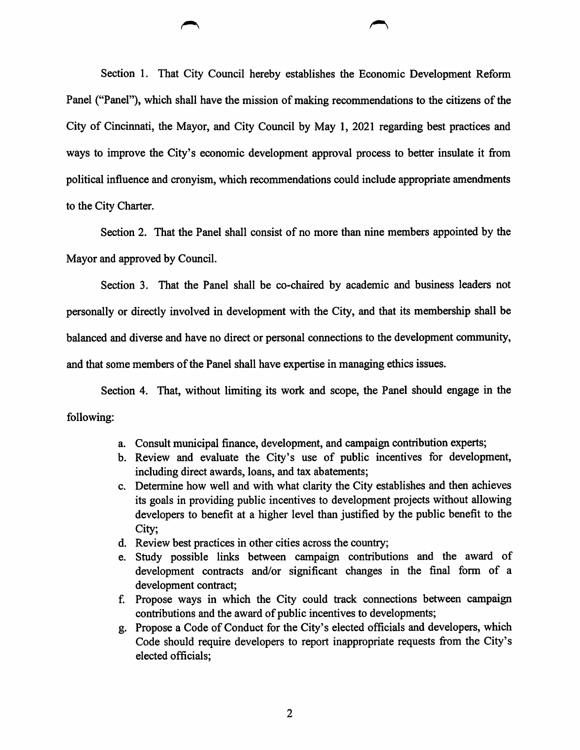Section 1. That City Council hereby establishes the Economic Development Reform Panel ("Panel"), which shall have the mission of making recommendations to the citizens of the City of Cincinnati, the Mayor, and City Council by May 1, 2021 regarding best practices and ways to improve the City's economic development approval process to better insulate it from political influence and cronyism, which recommendations could include appropriate amendments to the City Charter.

Section 2. That the Panel shall consist of no more than nine members appointed by the Mayor and approved by Council.

Section 3. That the Panel shall be co-chaired by academic and business leaders not personally or directly involved in development with the City, and that its membership shall be balanced and diverse and have no direct or personal connections to the development community, and that some members of the Panel shall have expertise in managing ethics issues.

Section 4. That, without limiting its work and scope, the Panel should engage in the following:

a. Consult municipal finance, development, and campaign contribution experts;
b. Review and evaluate the City's use of public incentives for development, including direct awards, loans, and tax abatements;
c. Determine how well and with what clarity the City establishes and then achieves its goals in providing public incentives to development projects without allowing developers to benefit at a higher level than justified by the public benefit to the City;
d. Review best practices in other cities across the country;
e. Study possible links between campaign contributions and the award of development contracts and/or significant changes in the final form of a development contract;
f. Propose ways in which the City could track connections between campaign contributions and the award of public incentives to developments;
g. Propose a Code of Conduct for the City's elected officials and developers, which Code should require developers to report inappropriate requests from the City's elected officials;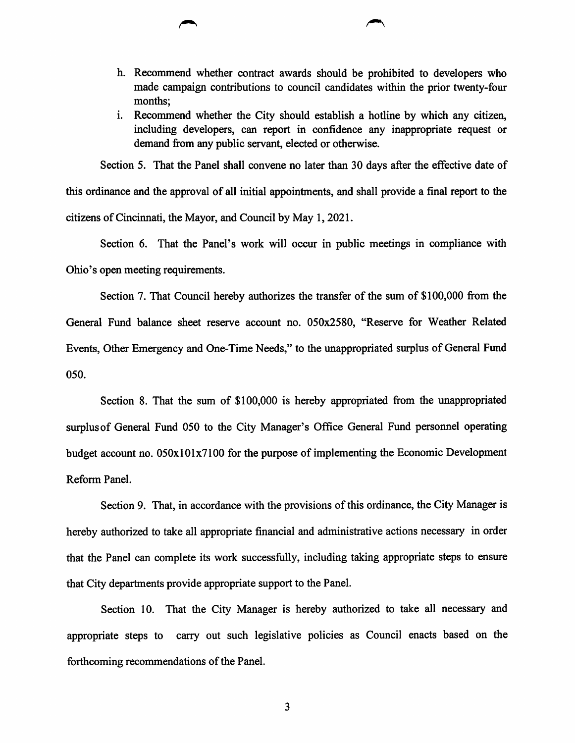h. Recommend whether contract awards should be prohibited to developers who made campaign contributions to council candidates within the prior twenty-four months;

i. Recommend whether the City should establish a hotline by which any citizen, including developers, can report in confidence any inappropriate request or demand from any public servant, elected or otherwise.

Section 5. That the Panel shall convene no later than 30 days after the effective date of this ordinance and the approval of all initial appointments, and shall provide a final report to the citizens of Cincinnati, the Mayor, and Council by May 1, 2021.

Section 6. That the Panel's work will occur in public meetings in compliance with Ohio's open meeting requirements.

Section 7. That Council hereby authorizes the transfer of the sum of $100,000 from the General Fund balance sheet reserve account no. 050x2580, "Reserve for Weather Related Events, Other Emergency and One-Time Needs," to the unappropriated surplus of General Fund 050.

Section 8. That the sum of $100,000 is hereby appropriated from the unappropriated surplus of General Fund 050 to the City Manager's Office General Fund personnel operating budget account no. 050x101x7100 for the purpose of implementing the Economic Development Reform Panel.

Section 9. That, in accordance with the provisions of this ordinance, the City Manager is hereby authorized to take all appropriate financial and administrative actions necessary in order that the Panel can complete its work successfully, including taking appropriate steps to ensure that City departments provide appropriate support to the Panel.

Section 10. That the City Manager is hereby authorized to take all necessary and appropriate steps to carry out such legislative policies as Council enacts based on the forthcoming recommendations of the Panel.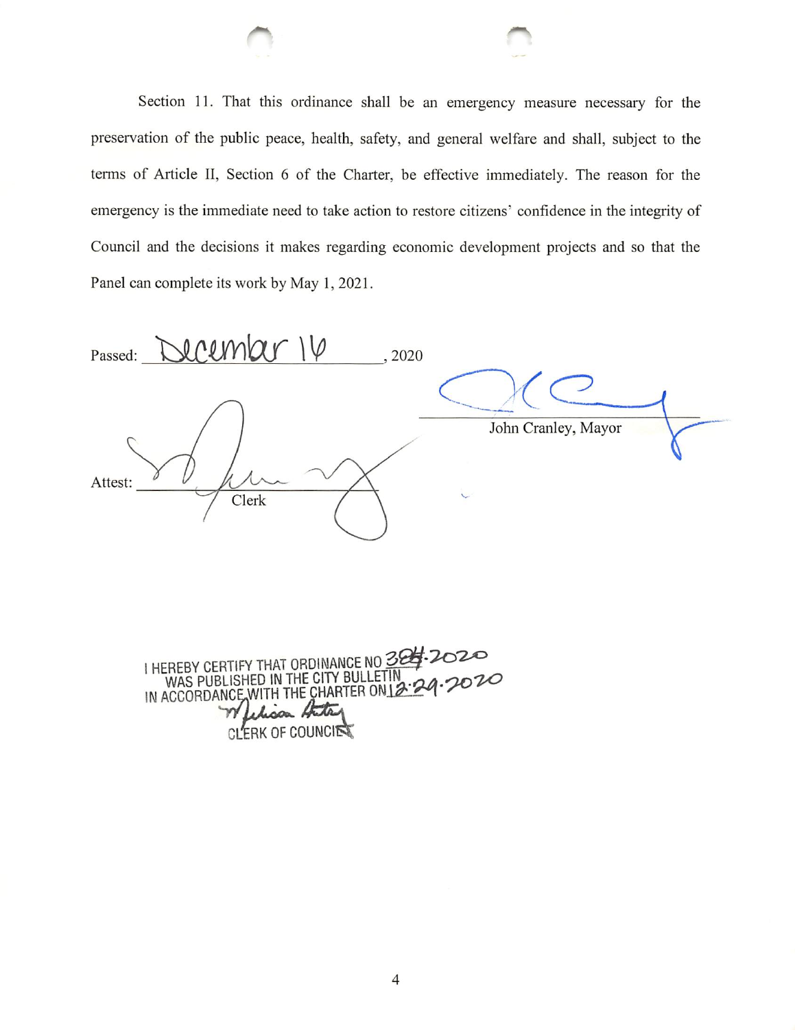Section 11. That this ordinance shall be an emergency measure necessary for the preservation of the public peace, health, safety, and general welfare and shall, subject to the terms of Article II, Section 6 of the Charter, be effective immediately. The reason for the emergency is the immediate need to take action to restore citizens' confidence in the integrity of Council and the decisions it makes regarding economic development projects and so that the Panel can complete its work by May 1, 2021.

Passed: December 16, 2020

John Cranley, Mayor

Attest: Clerk

I HEREBY CERTIFY THAT ORDINANCE NO 384-2020 WAS PUBLISHED IN THE CITY BULLETIN IN ACCORDANCE WITH THE CHARTER ON 12-29-2020

CLERK OF COUNCIL